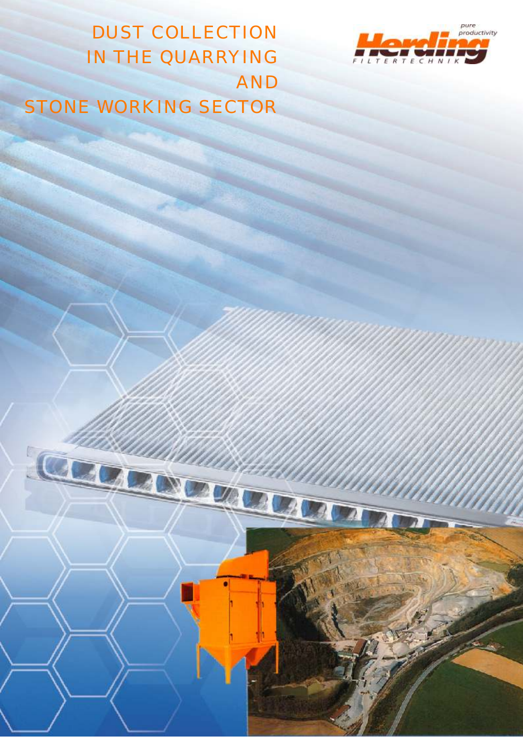# DUST COLLECTION IN THE QUARRYING AND STONE WORKING SECTOR

Herding FILTERTECHNIK

pure productivity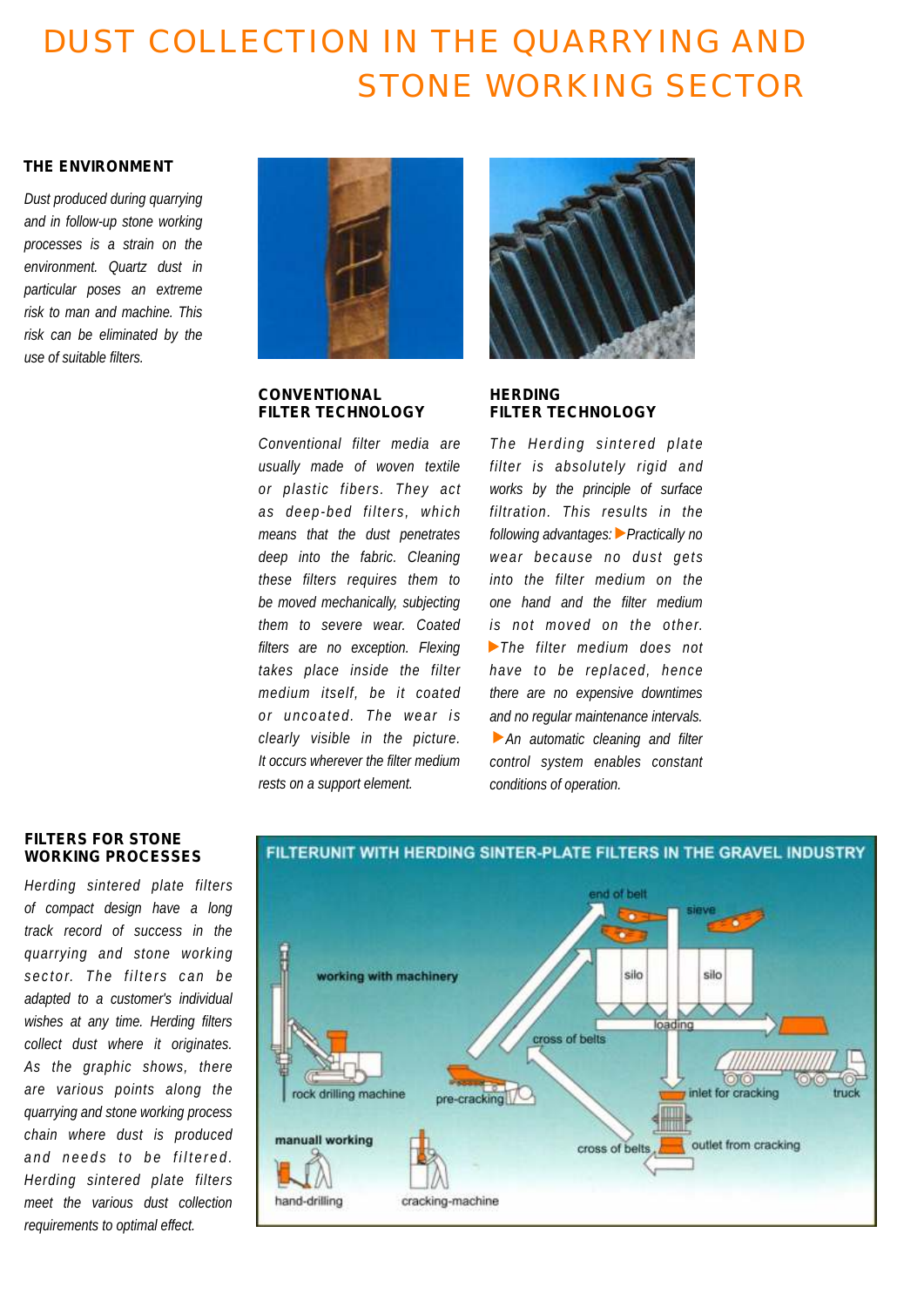# DUST COLLECTION IN THE QUARRYING AND STONE WORKING SECTOR

### THE ENVIRONMENT

*Dust produced during quarrying and in follow-up stone working processes is a strain on the environment. Quartz dust in particular poses an extreme risk to man and machine. This risk can be eliminated by the use of suitable filters.*

### CONVENTIONAL FILTER TECHNOLOGY

*Conventional filter media are usually made of woven textile or plastic fibers. They act as deep-bed filters, which means that the dust penetrates deep into the fabric. Cleaning these filters requires them to be moved mechanically, subjecting them to severe wear. Coated filters are no exception. Flexing takes place inside the filter medium itself, be it coated or uncoated. The wear is clearly visible in the picture. It occurs wherever the filter medium rests on a support element.*

### HERDING FILTER TECHNOLOGY

*The Herding sintered plate filter is absolutely rigid and works by the principle of surface filtration. This results in the following advantages:*

- *Practically no wear because no dust gets into the filter medium on the one hand and the filter medium is not moved on the other.*
- *The filter medium does not have to be replaced, hence there are no expensive downtimes and no regular maintenance intervals.*
- *An automatic cleaning and filter control system enables constant conditions of operation.*

### FILTERS FOR STONE WORKING PROCESSES

*Herding sintered plate filters of compact design have a long track record of success in the quarrying and stone working sector. The filters can be adapted to a customer's individual wishes at any time. Herding filters collect dust where it originates. As the graphic shows, there are various points along the quarrying and stone working process chain where dust is produced and needs to be filtered. Herding sintered plate filters meet the various dust collection requirements to optimal effect.*

**FILTERUNIT WITH HERDING SINTER-PLATE FILTERS IN THE GRAVEL INDUSTRY**

working with machinery — rock drilling machine — pre-cracking — cross of belts — end of belt — sieve — silo — silo — loading — truck — inlet for cracking — outlet from cracking — cross of belts — manuall working — hand-drilling — cracking-machine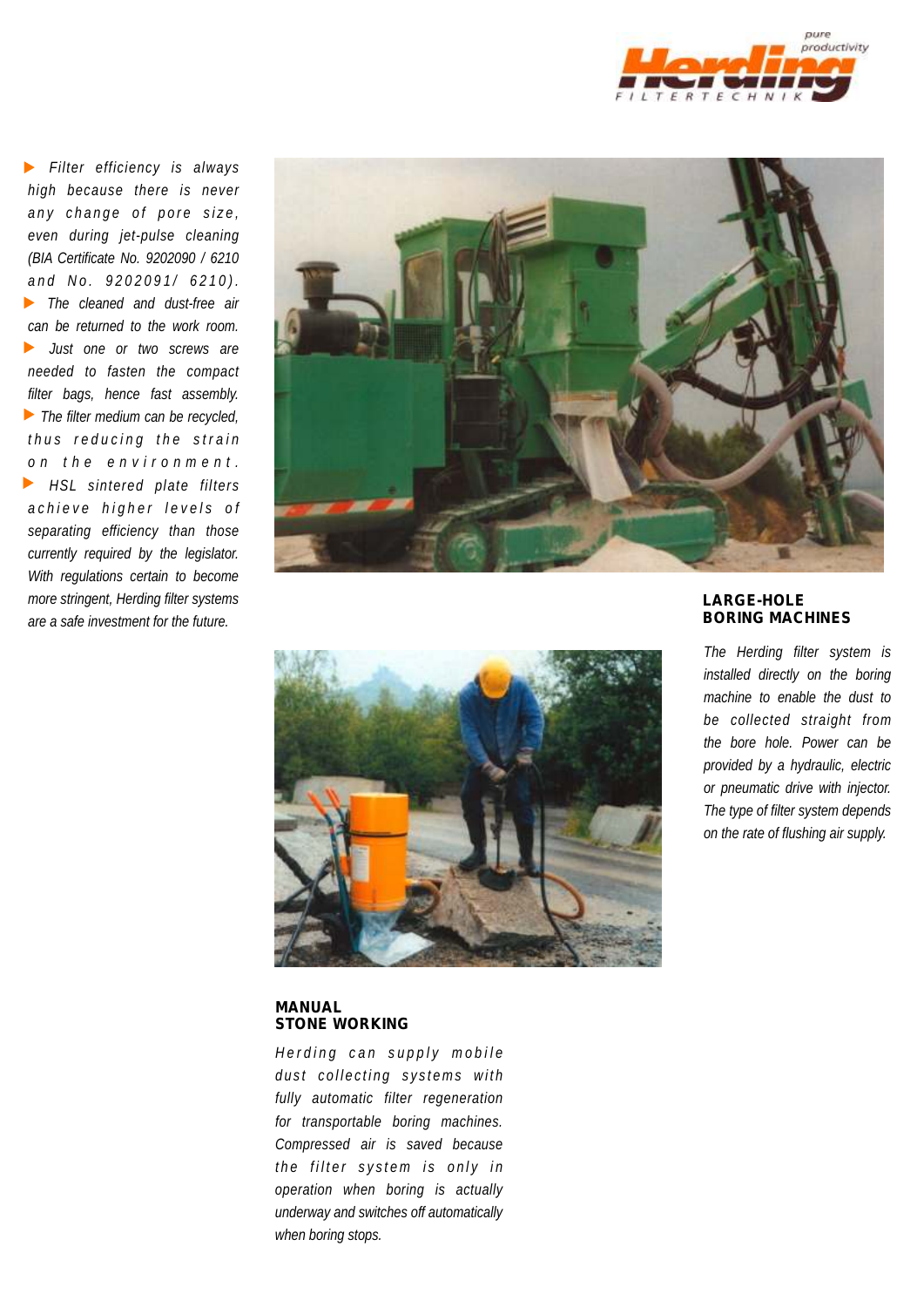- *Filter efficiency is always high because there is never any change of pore size, even during jet-pulse cleaning (BIA Certificate No. 9202090 / 6210 and No. 9202091/ 6210).*
- *The cleaned and dust-free air can be returned to the work room.*
- *Just one or two screws are needed to fasten the compact filter bags, hence fast assembly.*
- *The filter medium can be recycled, thus reducing the strain on the environment.*
- *HSL sintered plate filters achieve higher levels of separating efficiency than those currently required by the legislator. With regulations certain to become more stringent, Herding filter systems are a safe investment for the future.*

## LARGE-HOLE BORING MACHINES

*The Herding filter system is installed directly on the boring machine to enable the dust to be collected straight from the bore hole. Power can be provided by a hydraulic, electric or pneumatic drive with injector. The type of filter system depends on the rate of flushing air supply.*

## MANUAL STONE WORKING

*Herding can supply mobile dust collecting systems with fully automatic filter regeneration for transportable boring machines. Compressed air is saved because the filter system is only in operation when boring is actually underway and switches off automatically when boring stops.*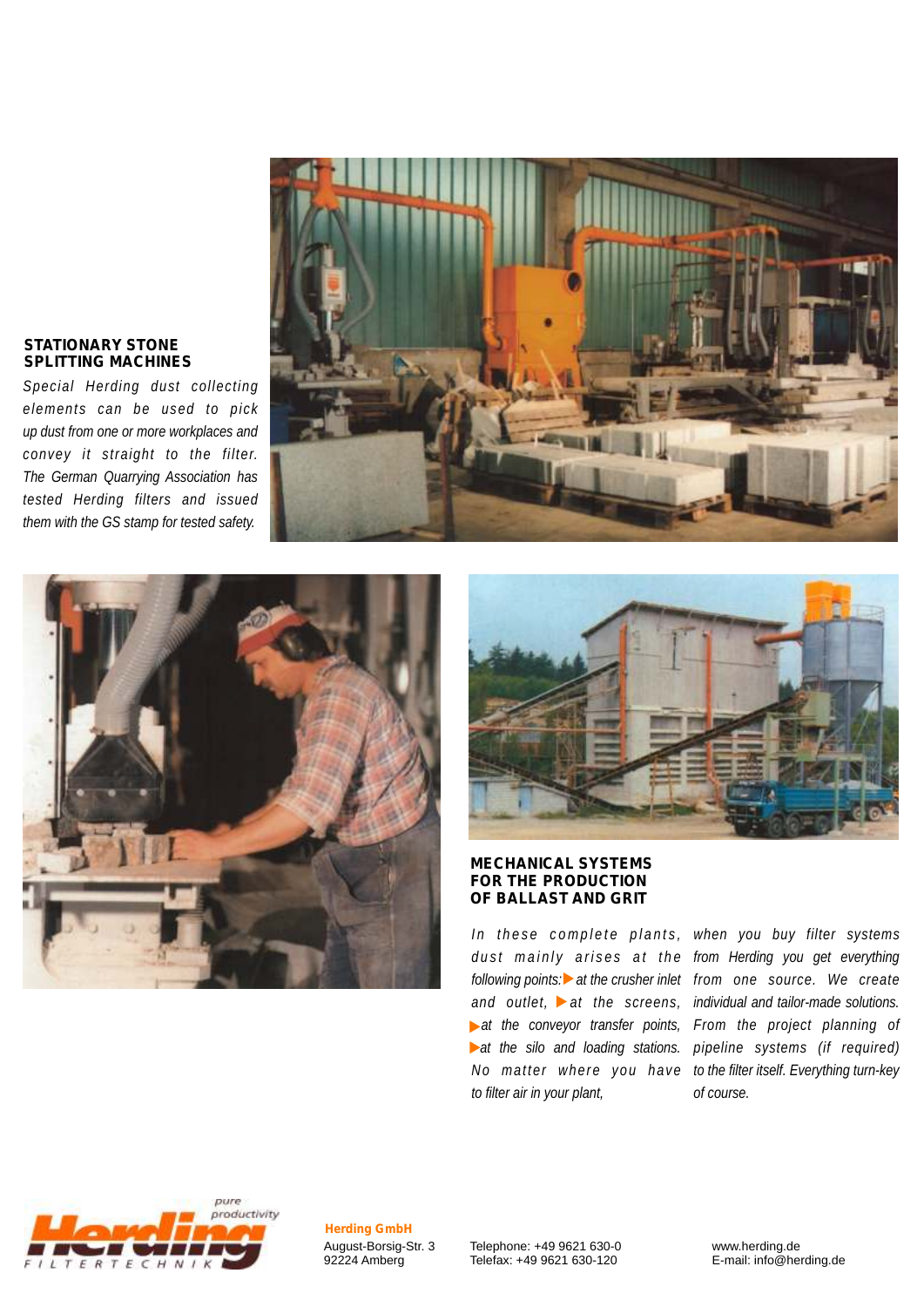## STATIONARY STONE SPLITTING MACHINES

*Special Herding dust collecting elements can be used to pick up dust from one or more workplaces and convey it straight to the filter. The German Quarrying Association has tested Herding filters and issued them with the GS stamp for tested safety.*

## MECHANICAL SYSTEMS FOR THE PRODUCTION OF BALLAST AND GRIT

*In these complete plants, dust mainly arises at the following points:▶ at the crusher inlet and outlet, ▶ at the screens, ▶ at the conveyor transfer points, ▶ at the silo and loading stations. No matter where you have to filter air in your plant, when you buy filter systems from Herding you get everything from one source. We create individual and tailor-made solutions. From the project planning of pipeline systems (if required) to the filter itself. Everything turn-key of course.*

Herding FILTERTECHNIK – pure productivity

**Herding GmbH**
August-Borsig-Str. 3
92224 Amberg

Telephone: +49 9621 630-0
Telefax: +49 9621 630-120

www.herding.de
E-mail: info@herding.de